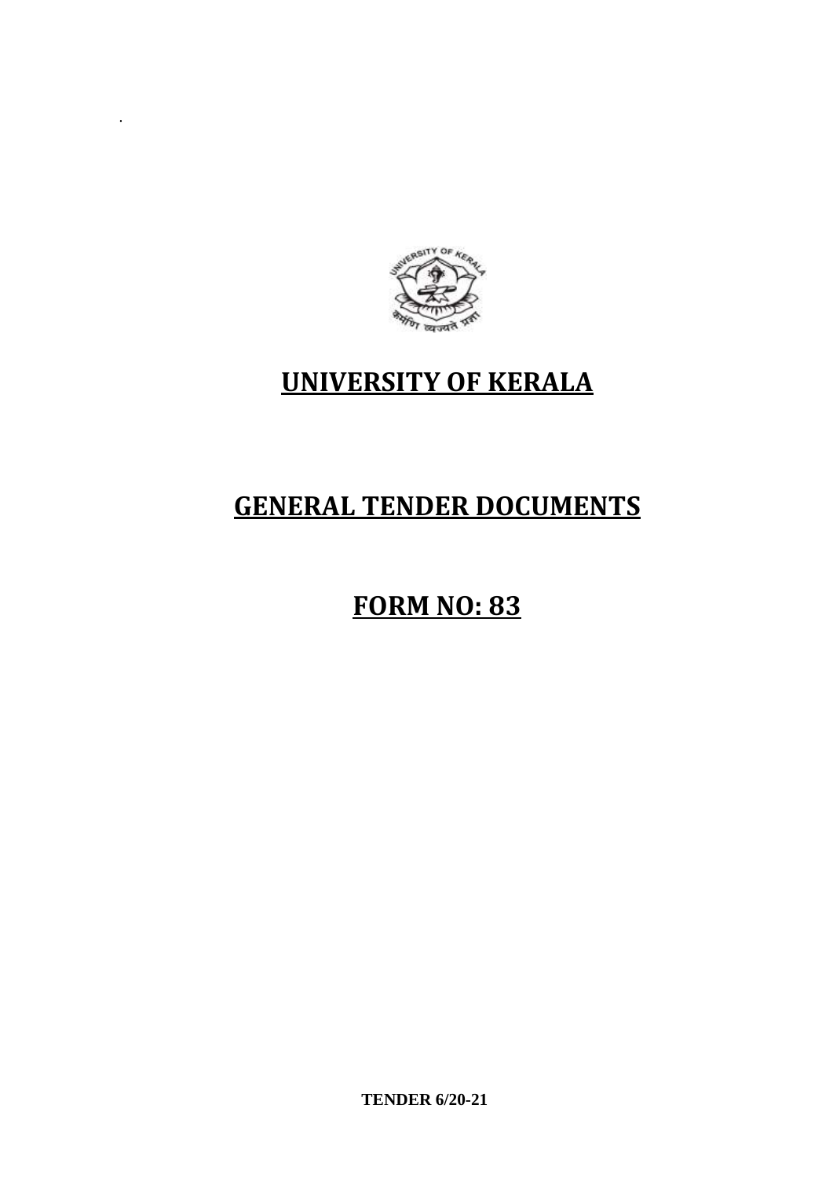# UNIVERSITY OF KERALA

# GENERAL TENDER DOCUMENTS

# FORM NO: 83

**TENDER 6/20-21**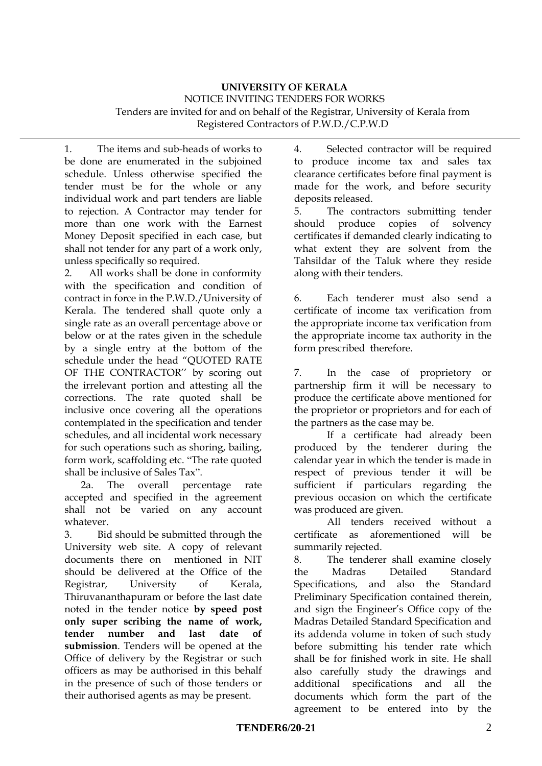**UNIVERSITY OF KERALA**

NOTICE INVITING TENDERS FOR WORKS

Tenders are invited for and on behalf of the Registrar, University of Kerala from Registered Contractors of P.W.D./C.P.W.D

1. The items and sub-heads of works to be done are enumerated in the subjoined schedule. Unless otherwise specified the tender must be for the whole or any individual work and part tenders are liable to rejection. A Contractor may tender for more than one work with the Earnest Money Deposit specified in each case, but shall not tender for any part of a work only, unless specifically so required.

2. All works shall be done in conformity with the specification and condition of contract in force in the P.W.D./University of Kerala. The tendered shall quote only a single rate as an overall percentage above or below or at the rates given in the schedule by a single entry at the bottom of the schedule under the head "QUOTED RATE OF THE CONTRACTOR'' by scoring out the irrelevant portion and attesting all the corrections. The rate quoted shall be inclusive once covering all the operations contemplated in the specification and tender schedules, and all incidental work necessary for such operations such as shoring, bailing, form work, scaffolding etc. "The rate quoted shall be inclusive of Sales Tax".

2a. The overall percentage rate accepted and specified in the agreement shall not be varied on any account whatever.

3. Bid should be submitted through the University web site. A copy of relevant documents there on mentioned in NIT should be delivered at the Office of the Registrar, University of Kerala, Thiruvananthapuram or before the last date noted in the tender notice **by speed post only super scribing the name of work, tender number and last date of submission**. Tenders will be opened at the Office of delivery by the Registrar or such officers as may be authorised in this behalf in the presence of such of those tenders or their authorised agents as may be present.

4. Selected contractor will be required to produce income tax and sales tax clearance certificates before final payment is made for the work, and before security deposits released.

5. The contractors submitting tender should produce copies of solvency certificates if demanded clearly indicating to what extent they are solvent from the Tahsildar of the Taluk where they reside along with their tenders.

6. Each tenderer must also send a certificate of income tax verification from the appropriate income tax verification from the appropriate income tax authority in the form prescribed therefore.

7. In the case of proprietory or partnership firm it will be necessary to produce the certificate above mentioned for the proprietor or proprietors and for each of the partners as the case may be.

If a certificate had already been produced by the tenderer during the calendar year in which the tender is made in respect of previous tender it will be sufficient if particulars regarding the previous occasion on which the certificate was produced are given.

All tenders received without a certificate as aforementioned will be summarily rejected.

8. The tenderer shall examine closely the Madras Detailed Standard Specifications, and also the Standard Preliminary Specification contained therein, and sign the Engineer's Office copy of the Madras Detailed Standard Specification and its addenda volume in token of such study before submitting his tender rate which shall be for finished work in site. He shall also carefully study the drawings and additional specifications and all the documents which form the part of the agreement to be entered into by the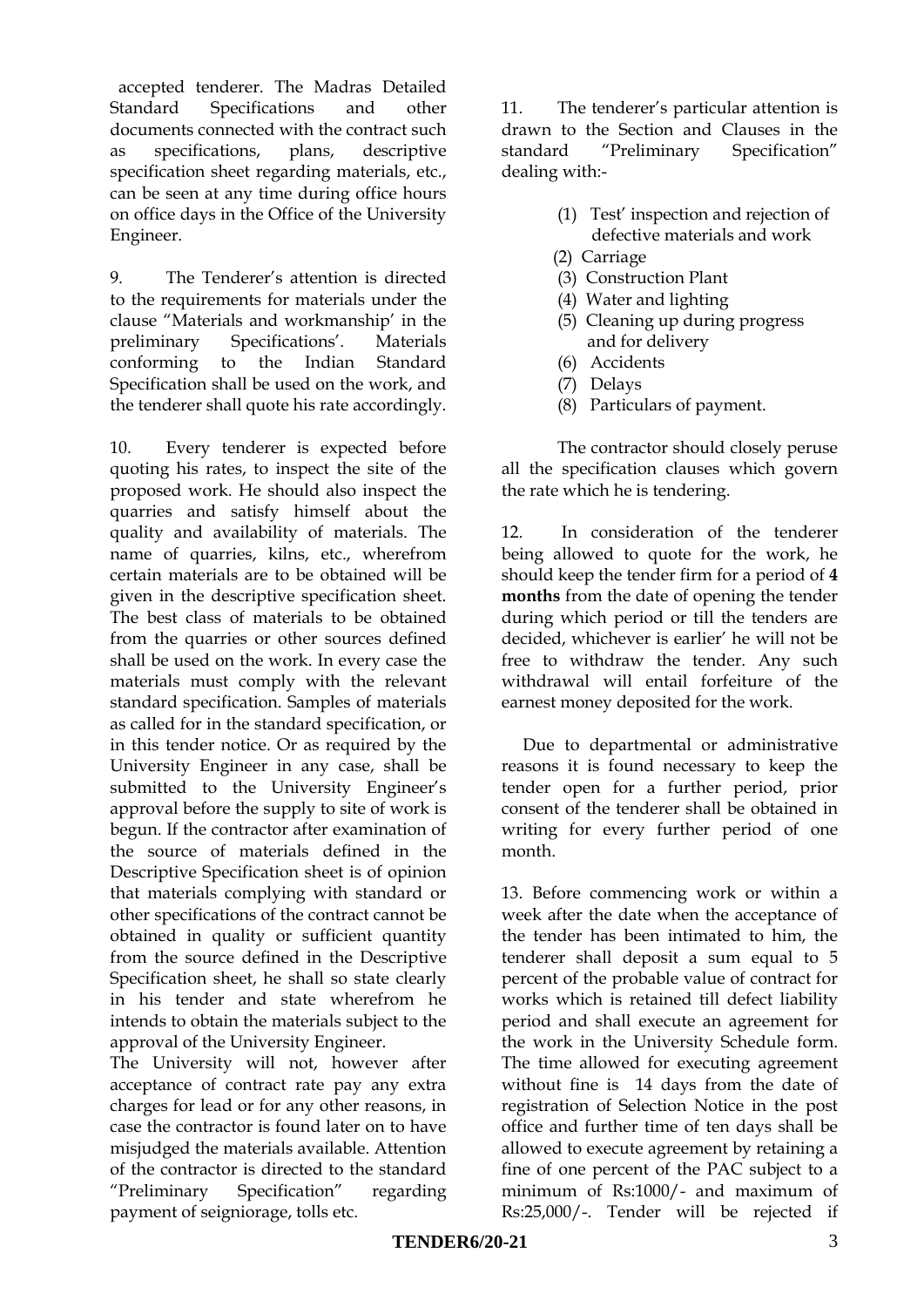accepted tenderer. The Madras Detailed Standard Specifications and other documents connected with the contract such as specifications, plans, descriptive specification sheet regarding materials, etc., can be seen at any time during office hours on office days in the Office of the University Engineer.

9. The Tenderer's attention is directed to the requirements for materials under the clause "Materials and workmanship' in the preliminary Specifications'. Materials conforming to the Indian Standard Specification shall be used on the work, and the tenderer shall quote his rate accordingly.

10. Every tenderer is expected before quoting his rates, to inspect the site of the proposed work. He should also inspect the quarries and satisfy himself about the quality and availability of materials. The name of quarries, kilns, etc., wherefrom certain materials are to be obtained will be given in the descriptive specification sheet. The best class of materials to be obtained from the quarries or other sources defined shall be used on the work. In every case the materials must comply with the relevant standard specification. Samples of materials as called for in the standard specification, or in this tender notice. Or as required by the University Engineer in any case, shall be submitted to the University Engineer's approval before the supply to site of work is begun. If the contractor after examination of the source of materials defined in the Descriptive Specification sheet is of opinion that materials complying with standard or other specifications of the contract cannot be obtained in quality or sufficient quantity from the source defined in the Descriptive Specification sheet, he shall so state clearly in his tender and state wherefrom he intends to obtain the materials subject to the approval of the University Engineer.

The University will not, however after acceptance of contract rate pay any extra charges for lead or for any other reasons, in case the contractor is found later on to have misjudged the materials available. Attention of the contractor is directed to the standard "Preliminary Specification" regarding payment of seigniorage, tolls etc.

11. The tenderer's particular attention is drawn to the Section and Clauses in the standard "Preliminary Specification" dealing with:-

(1) Test' inspection and rejection of defective materials and work
(2) Carriage
(3) Construction Plant
(4) Water and lighting
(5) Cleaning up during progress and for delivery
(6) Accidents
(7) Delays
(8) Particulars of payment.

The contractor should closely peruse all the specification clauses which govern the rate which he is tendering.

12. In consideration of the tenderer being allowed to quote for the work, he should keep the tender firm for a period of **4 months** from the date of opening the tender during which period or till the tenders are decided, whichever is earlier' he will not be free to withdraw the tender. Any such withdrawal will entail forfeiture of the earnest money deposited for the work.

Due to departmental or administrative reasons it is found necessary to keep the tender open for a further period, prior consent of the tenderer shall be obtained in writing for every further period of one month.

13. Before commencing work or within a week after the date when the acceptance of the tender has been intimated to him, the tenderer shall deposit a sum equal to 5 percent of the probable value of contract for works which is retained till defect liability period and shall execute an agreement for the work in the University Schedule form. The time allowed for executing agreement without fine is 14 days from the date of registration of Selection Notice in the post office and further time of ten days shall be allowed to execute agreement by retaining a fine of one percent of the PAC subject to a minimum of Rs:1000/- and maximum of Rs:25,000/-. Tender will be rejected if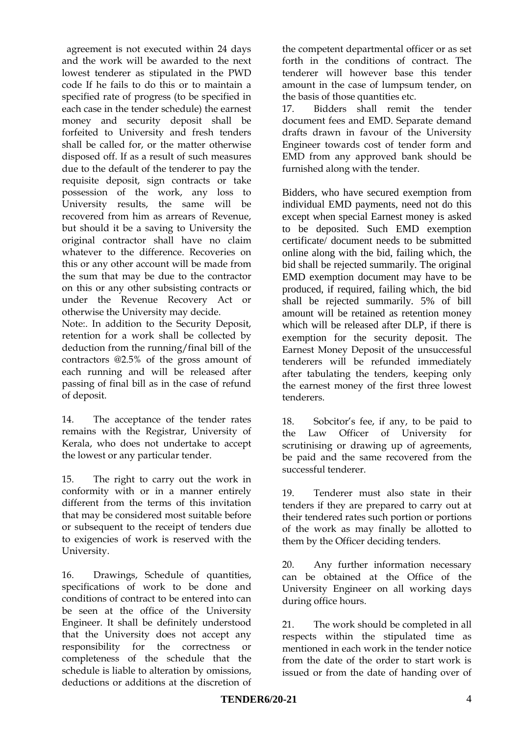agreement is not executed within 24 days and the work will be awarded to the next lowest tenderer as stipulated in the PWD code If he fails to do this or to maintain a specified rate of progress (to be specified in each case in the tender schedule) the earnest money and security deposit shall be forfeited to University and fresh tenders shall be called for, or the matter otherwise disposed off. If as a result of such measures due to the default of the tenderer to pay the requisite deposit, sign contracts or take possession of the work, any loss to University results, the same will be recovered from him as arrears of Revenue, but should it be a saving to University the original contractor shall have no claim whatever to the difference. Recoveries on this or any other account will be made from the sum that may be due to the contractor on this or any other subsisting contracts or under the Revenue Recovery Act or otherwise the University may decide.

Note:. In addition to the Security Deposit, retention for a work shall be collected by deduction from the running/final bill of the contractors @2.5% of the gross amount of each running and will be released after passing of final bill as in the case of refund of deposit.

14. The acceptance of the tender rates remains with the Registrar, University of Kerala, who does not undertake to accept the lowest or any particular tender.

15. The right to carry out the work in conformity with or in a manner entirely different from the terms of this invitation that may be considered most suitable before or subsequent to the receipt of tenders due to exigencies of work is reserved with the University.

16. Drawings, Schedule of quantities, specifications of work to be done and conditions of contract to be entered into can be seen at the office of the University Engineer. It shall be definitely understood that the University does not accept any responsibility for the correctness or completeness of the schedule that the schedule is liable to alteration by omissions, deductions or additions at the discretion of the competent departmental officer or as set forth in the conditions of contract. The tenderer will however base this tender amount in the case of lumpsum tender, on the basis of those quantities etc.

17. Bidders shall remit the tender document fees and EMD. Separate demand drafts drawn in favour of the University Engineer towards cost of tender form and EMD from any approved bank should be furnished along with the tender.

Bidders, who have secured exemption from individual EMD payments, need not do this except when special Earnest money is asked to be deposited. Such EMD exemption certificate/ document needs to be submitted online along with the bid, failing which, the bid shall be rejected summarily. The original EMD exemption document may have to be produced, if required, failing which, the bid shall be rejected summarily. 5% of bill amount will be retained as retention money which will be released after DLP, if there is exemption for the security deposit. The Earnest Money Deposit of the unsuccessful tenderers will be refunded immediately after tabulating the tenders, keeping only the earnest money of the first three lowest tenderers.

18. Sobcitor's fee, if any, to be paid to the Law Officer of University for scrutinising or drawing up of agreements, be paid and the same recovered from the successful tenderer.

19. Tenderer must also state in their tenders if they are prepared to carry out at their tendered rates such portion or portions of the work as may finally be allotted to them by the Officer deciding tenders.

20. Any further information necessary can be obtained at the Office of the University Engineer on all working days during office hours.

21. The work should be completed in all respects within the stipulated time as mentioned in each work in the tender notice from the date of the order to start work is issued or from the date of handing over of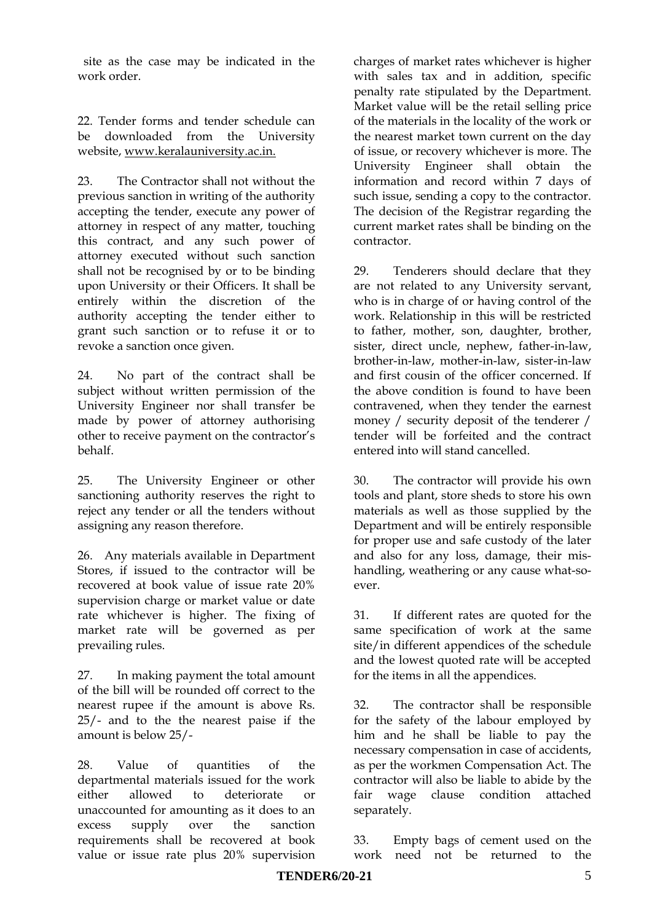site as the case may be indicated in the work order.

22. Tender forms and tender schedule can be downloaded from the University website, www.keralauniversity.ac.in.

23. The Contractor shall not without the previous sanction in writing of the authority accepting the tender, execute any power of attorney in respect of any matter, touching this contract, and any such power of attorney executed without such sanction shall not be recognised by or to be binding upon University or their Officers. It shall be entirely within the discretion of the authority accepting the tender either to grant such sanction or to refuse it or to revoke a sanction once given.

24. No part of the contract shall be subject without written permission of the University Engineer nor shall transfer be made by power of attorney authorising other to receive payment on the contractor's behalf.

25. The University Engineer or other sanctioning authority reserves the right to reject any tender or all the tenders without assigning any reason therefore.

26. Any materials available in Department Stores, if issued to the contractor will be recovered at book value of issue rate 20% supervision charge or market value or date rate whichever is higher. The fixing of market rate will be governed as per prevailing rules.

27. In making payment the total amount of the bill will be rounded off correct to the nearest rupee if the amount is above Rs. 25/- and to the the nearest paise if the amount is below 25/-

28. Value of quantities of the departmental materials issued for the work either allowed to deteriorate or unaccounted for amounting as it does to an excess supply over the sanction requirements shall be recovered at book value or issue rate plus 20% supervision charges of market rates whichever is higher with sales tax and in addition, specific penalty rate stipulated by the Department. Market value will be the retail selling price of the materials in the locality of the work or the nearest market town current on the day of issue, or recovery whichever is more. The University Engineer shall obtain the information and record within 7 days of such issue, sending a copy to the contractor. The decision of the Registrar regarding the current market rates shall be binding on the contractor.

29. Tenderers should declare that they are not related to any University servant, who is in charge of or having control of the work. Relationship in this will be restricted to father, mother, son, daughter, brother, sister, direct uncle, nephew, father-in-law, brother-in-law, mother-in-law, sister-in-law and first cousin of the officer concerned. If the above condition is found to have been contravened, when they tender the earnest money / security deposit of the tenderer / tender will be forfeited and the contract entered into will stand cancelled.

30. The contractor will provide his own tools and plant, store sheds to store his own materials as well as those supplied by the Department and will be entirely responsible for proper use and safe custody of the later and also for any loss, damage, their mis-handling, weathering or any cause what-so-ever.

31. If different rates are quoted for the same specification of work at the same site/in different appendices of the schedule and the lowest quoted rate will be accepted for the items in all the appendices.

32. The contractor shall be responsible for the safety of the labour employed by him and he shall be liable to pay the necessary compensation in case of accidents, as per the workmen Compensation Act. The contractor will also be liable to abide by the fair wage clause condition attached separately.

33. Empty bags of cement used on the work need not be returned to the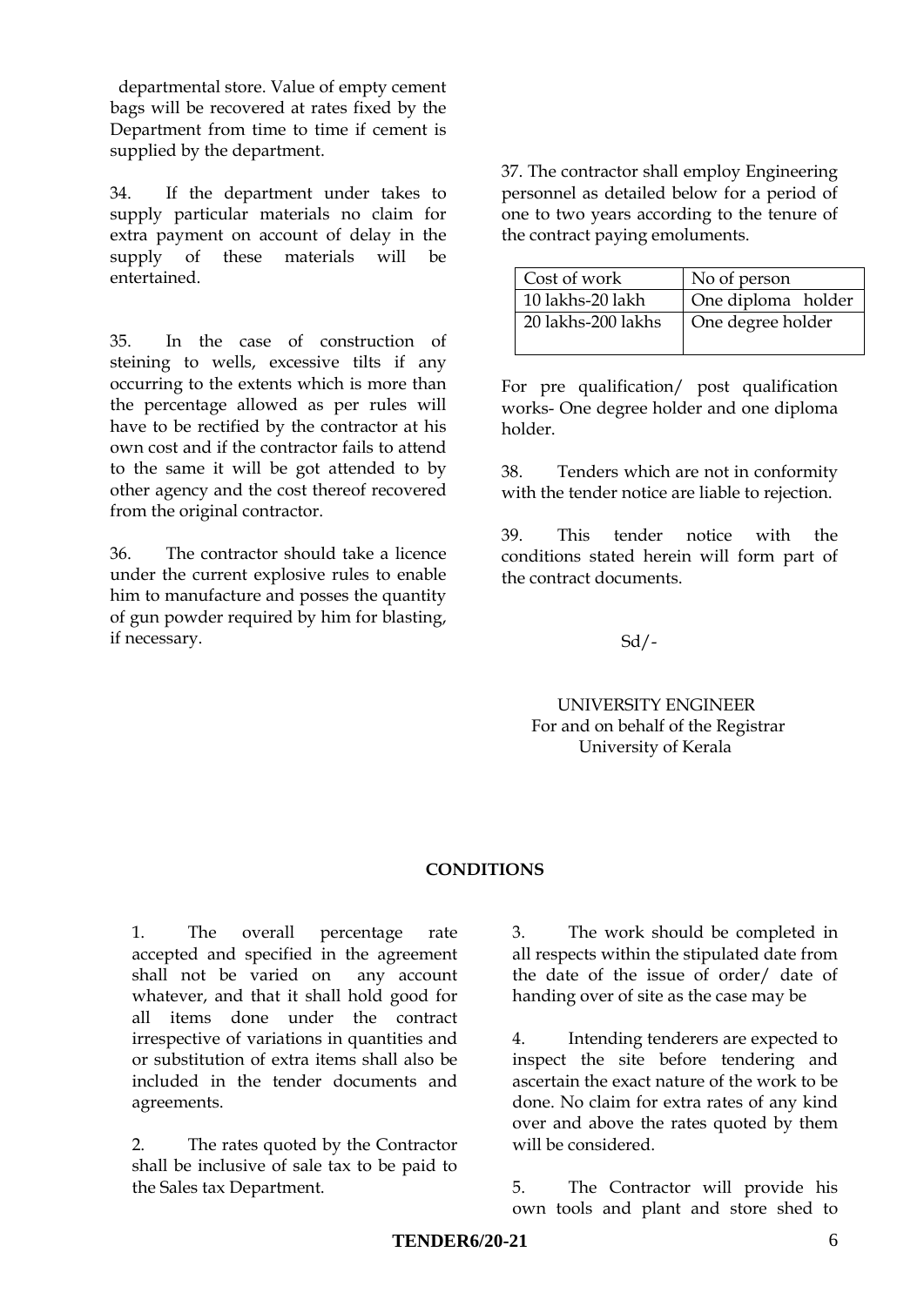departmental store. Value of empty cement bags will be recovered at rates fixed by the Department from time to time if cement is supplied by the department.

34. If the department under takes to supply particular materials no claim for extra payment on account of delay in the supply of these materials will be entertained.

35. In the case of construction of steining to wells, excessive tilts if any occurring to the extents which is more than the percentage allowed as per rules will have to be rectified by the contractor at his own cost and if the contractor fails to attend to the same it will be got attended to by other agency and the cost thereof recovered from the original contractor.

36. The contractor should take a licence under the current explosive rules to enable him to manufacture and posses the quantity of gun powder required by him for blasting, if necessary.

37. The contractor shall employ Engineering personnel as detailed below for a period of one to two years according to the tenure of the contract paying emoluments.

| Cost of work | No of person |
|---|---|
| 10 lakhs-20 lakh | One diploma holder |
| 20 lakhs-200 lakhs | One degree holder |

For pre qualification/ post qualification works- One degree holder and one diploma holder.

38. Tenders which are not in conformity with the tender notice are liable to rejection.

39. This tender notice with the conditions stated herein will form part of the contract documents.

Sd/-

UNIVERSITY ENGINEER
For and on behalf of the Registrar
University of Kerala

## CONDITIONS

1. The overall percentage rate accepted and specified in the agreement shall not be varied on any account whatever, and that it shall hold good for all items done under the contract irrespective of variations in quantities and or substitution of extra items shall also be included in the tender documents and agreements.

2. The rates quoted by the Contractor shall be inclusive of sale tax to be paid to the Sales tax Department.

3. The work should be completed in all respects within the stipulated date from the date of the issue of order/ date of handing over of site as the case may be

4. Intending tenderers are expected to inspect the site before tendering and ascertain the exact nature of the work to be done. No claim for extra rates of any kind over and above the rates quoted by them will be considered.

5. The Contractor will provide his own tools and plant and store shed to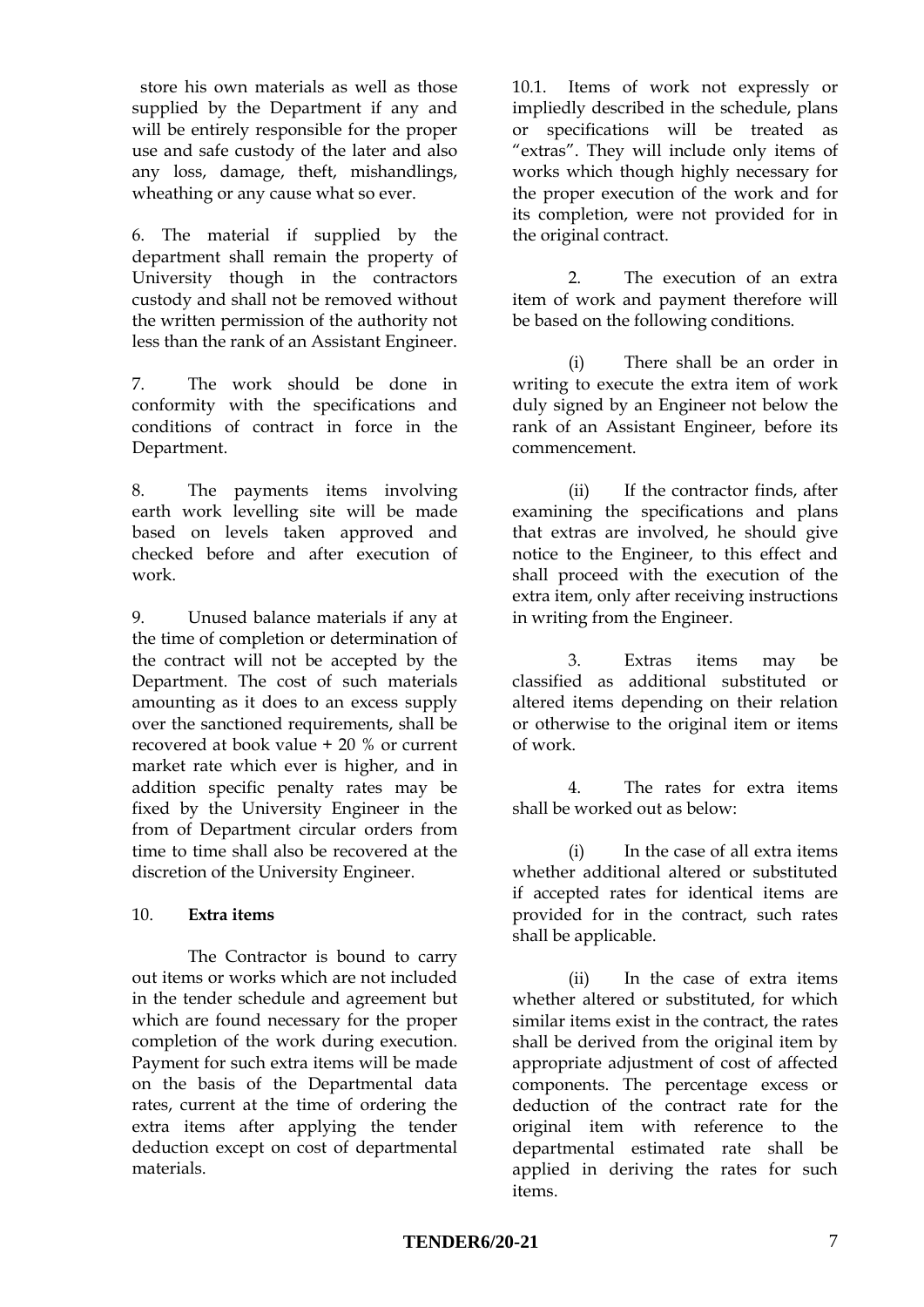store his own materials as well as those supplied by the Department if any and will be entirely responsible for the proper use and safe custody of the later and also any loss, damage, theft, mishandlings, wheathing or any cause what so ever.

6. The material if supplied by the department shall remain the property of University though in the contractors custody and shall not be removed without the written permission of the authority not less than the rank of an Assistant Engineer.

7. The work should be done in conformity with the specifications and conditions of contract in force in the Department.

8. The payments items involving earth work levelling site will be made based on levels taken approved and checked before and after execution of work.

9. Unused balance materials if any at the time of completion or determination of the contract will not be accepted by the Department. The cost of such materials amounting as it does to an excess supply over the sanctioned requirements, shall be recovered at book value + 20 % or current market rate which ever is higher, and in addition specific penalty rates may be fixed by the University Engineer in the from of Department circular orders from time to time shall also be recovered at the discretion of the University Engineer.

10. **Extra items**

The Contractor is bound to carry out items or works which are not included in the tender schedule and agreement but which are found necessary for the proper completion of the work during execution. Payment for such extra items will be made on the basis of the Departmental data rates, current at the time of ordering the extra items after applying the tender deduction except on cost of departmental materials.

10.1. Items of work not expressly or impliedly described in the schedule, plans or specifications will be treated as "extras". They will include only items of works which though highly necessary for the proper execution of the work and for its completion, were not provided for in the original contract.

2. The execution of an extra item of work and payment therefore will be based on the following conditions.

(i) There shall be an order in writing to execute the extra item of work duly signed by an Engineer not below the rank of an Assistant Engineer, before its commencement.

(ii) If the contractor finds, after examining the specifications and plans that extras are involved, he should give notice to the Engineer, to this effect and shall proceed with the execution of the extra item, only after receiving instructions in writing from the Engineer.

3. Extras items may be classified as additional substituted or altered items depending on their relation or otherwise to the original item or items of work.

4. The rates for extra items shall be worked out as below:

(i) In the case of all extra items whether additional altered or substituted if accepted rates for identical items are provided for in the contract, such rates shall be applicable.

(ii) In the case of extra items whether altered or substituted, for which similar items exist in the contract, the rates shall be derived from the original item by appropriate adjustment of cost of affected components. The percentage excess or deduction of the contract rate for the original item with reference to the departmental estimated rate shall be applied in deriving the rates for such items.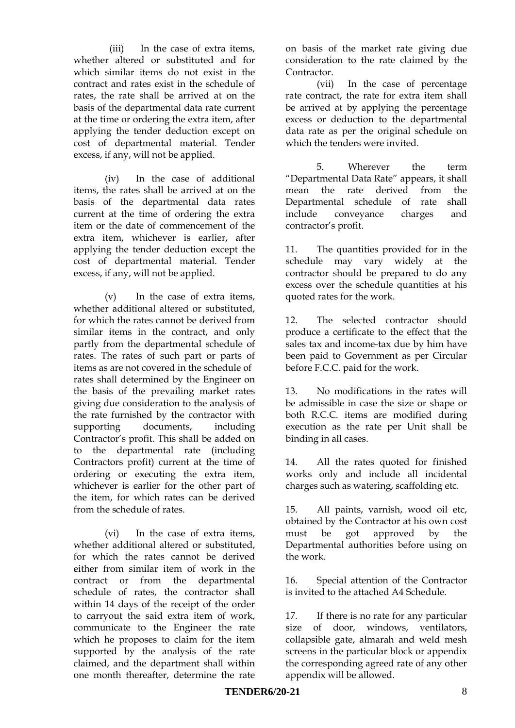(iii) In the case of extra items, whether altered or substituted and for which similar items do not exist in the contract and rates exist in the schedule of rates, the rate shall be arrived at on the basis of the departmental data rate current at the time or ordering the extra item, after applying the tender deduction except on cost of departmental material. Tender excess, if any, will not be applied.

(iv) In the case of additional items, the rates shall be arrived at on the basis of the departmental data rates current at the time of ordering the extra item or the date of commencement of the extra item, whichever is earlier, after applying the tender deduction except the cost of departmental material. Tender excess, if any, will not be applied.

(v) In the case of extra items, whether additional altered or substituted, for which the rates cannot be derived from similar items in the contract, and only partly from the departmental schedule of rates. The rates of such part or parts of items as are not covered in the schedule of rates shall determined by the Engineer on the basis of the prevailing market rates giving due consideration to the analysis of the rate furnished by the contractor with supporting documents, including Contractor's profit. This shall be added on to the departmental rate (including Contractors profit) current at the time of ordering or executing the extra item, whichever is earlier for the other part of the item, for which rates can be derived from the schedule of rates.

(vi) In the case of extra items, whether additional altered or substituted, for which the rates cannot be derived either from similar item of work in the contract or from the departmental schedule of rates, the contractor shall within 14 days of the receipt of the order to carryout the said extra item of work, communicate to the Engineer the rate which he proposes to claim for the item supported by the analysis of the rate claimed, and the department shall within one month thereafter, determine the rate on basis of the market rate giving due consideration to the rate claimed by the Contractor.

(vii) In the case of percentage rate contract, the rate for extra item shall be arrived at by applying the percentage excess or deduction to the departmental data rate as per the original schedule on which the tenders were invited.

5. Wherever the term "Departmental Data Rate" appears, it shall mean the rate derived from the Departmental schedule of rate shall include conveyance charges and contractor's profit.

11. The quantities provided for in the schedule may vary widely at the contractor should be prepared to do any excess over the schedule quantities at his quoted rates for the work.

12. The selected contractor should produce a certificate to the effect that the sales tax and income-tax due by him have been paid to Government as per Circular before F.C.C. paid for the work.

13. No modifications in the rates will be admissible in case the size or shape or both R.C.C. items are modified during execution as the rate per Unit shall be binding in all cases.

14. All the rates quoted for finished works only and include all incidental charges such as watering, scaffolding etc.

15. All paints, varnish, wood oil etc, obtained by the Contractor at his own cost must be got approved by the Departmental authorities before using on the work.

16. Special attention of the Contractor is invited to the attached A4 Schedule.

17. If there is no rate for any particular size of door, windows, ventilators, collapsible gate, almarah and weld mesh screens in the particular block or appendix the corresponding agreed rate of any other appendix will be allowed.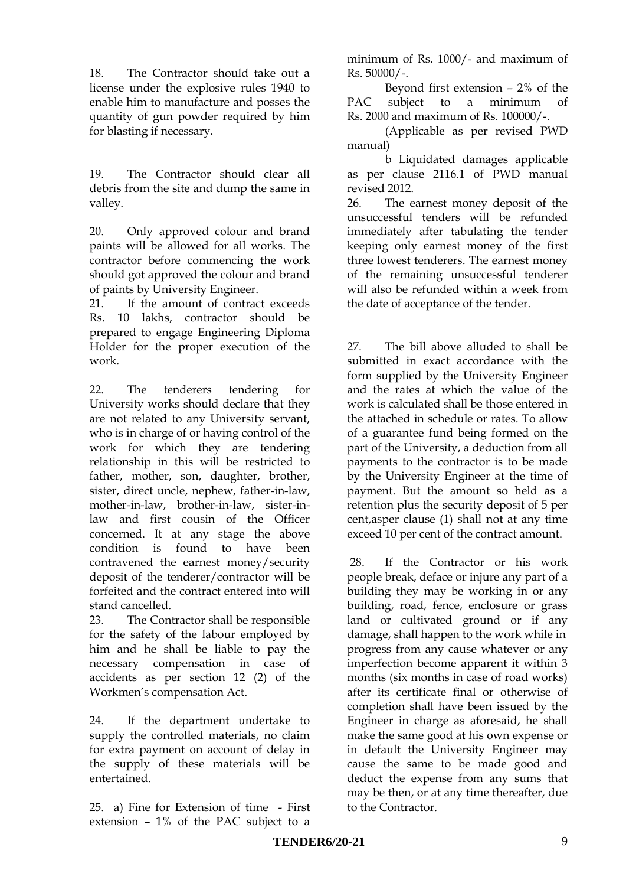18. The Contractor should take out a license under the explosive rules 1940 to enable him to manufacture and posses the quantity of gun powder required by him for blasting if necessary.

19. The Contractor should clear all debris from the site and dump the same in valley.

20. Only approved colour and brand paints will be allowed for all works. The contractor before commencing the work should got approved the colour and brand of paints by University Engineer.

21. If the amount of contract exceeds Rs. 10 lakhs, contractor should be prepared to engage Engineering Diploma Holder for the proper execution of the work.

22. The tenderers tendering for University works should declare that they are not related to any University servant, who is in charge of or having control of the work for which they are tendering relationship in this will be restricted to father, mother, son, daughter, brother, sister, direct uncle, nephew, father-in-law, mother-in-law, brother-in-law, sister-in-law and first cousin of the Officer concerned. It at any stage the above condition is found to have been contravened the earnest money/security deposit of the tenderer/contractor will be forfeited and the contract entered into will stand cancelled.

23. The Contractor shall be responsible for the safety of the labour employed by him and he shall be liable to pay the necessary compensation in case of accidents as per section 12 (2) of the Workmen's compensation Act.

24. If the department undertake to supply the controlled materials, no claim for extra payment on account of delay in the supply of these materials will be entertained.

25. a) Fine for Extension of time - First extension – 1% of the PAC subject to a minimum of Rs. 1000/- and maximum of Rs. 50000/-.

Beyond first extension – 2% of the PAC subject to a minimum of Rs. 2000 and maximum of Rs. 100000/-.

(Applicable as per revised PWD manual)

b Liquidated damages applicable as per clause 2116.1 of PWD manual revised 2012.

26. The earnest money deposit of the unsuccessful tenders will be refunded immediately after tabulating the tender keeping only earnest money of the first three lowest tenderers. The earnest money of the remaining unsuccessful tenderer will also be refunded within a week from the date of acceptance of the tender.

27. The bill above alluded to shall be submitted in exact accordance with the form supplied by the University Engineer and the rates at which the value of the work is calculated shall be those entered in the attached in schedule or rates. To allow of a guarantee fund being formed on the part of the University, a deduction from all payments to the contractor is to be made by the University Engineer at the time of payment. But the amount so held as a retention plus the security deposit of 5 per cent,asper clause (1) shall not at any time exceed 10 per cent of the contract amount.

28. If the Contractor or his work people break, deface or injure any part of a building they may be working in or any building, road, fence, enclosure or grass land or cultivated ground or if any damage, shall happen to the work while in progress from any cause whatever or any imperfection become apparent it within 3 months (six months in case of road works) after its certificate final or otherwise of completion shall have been issued by the Engineer in charge as aforesaid, he shall make the same good at his own expense or in default the University Engineer may cause the same to be made good and deduct the expense from any sums that may be then, or at any time thereafter, due to the Contractor.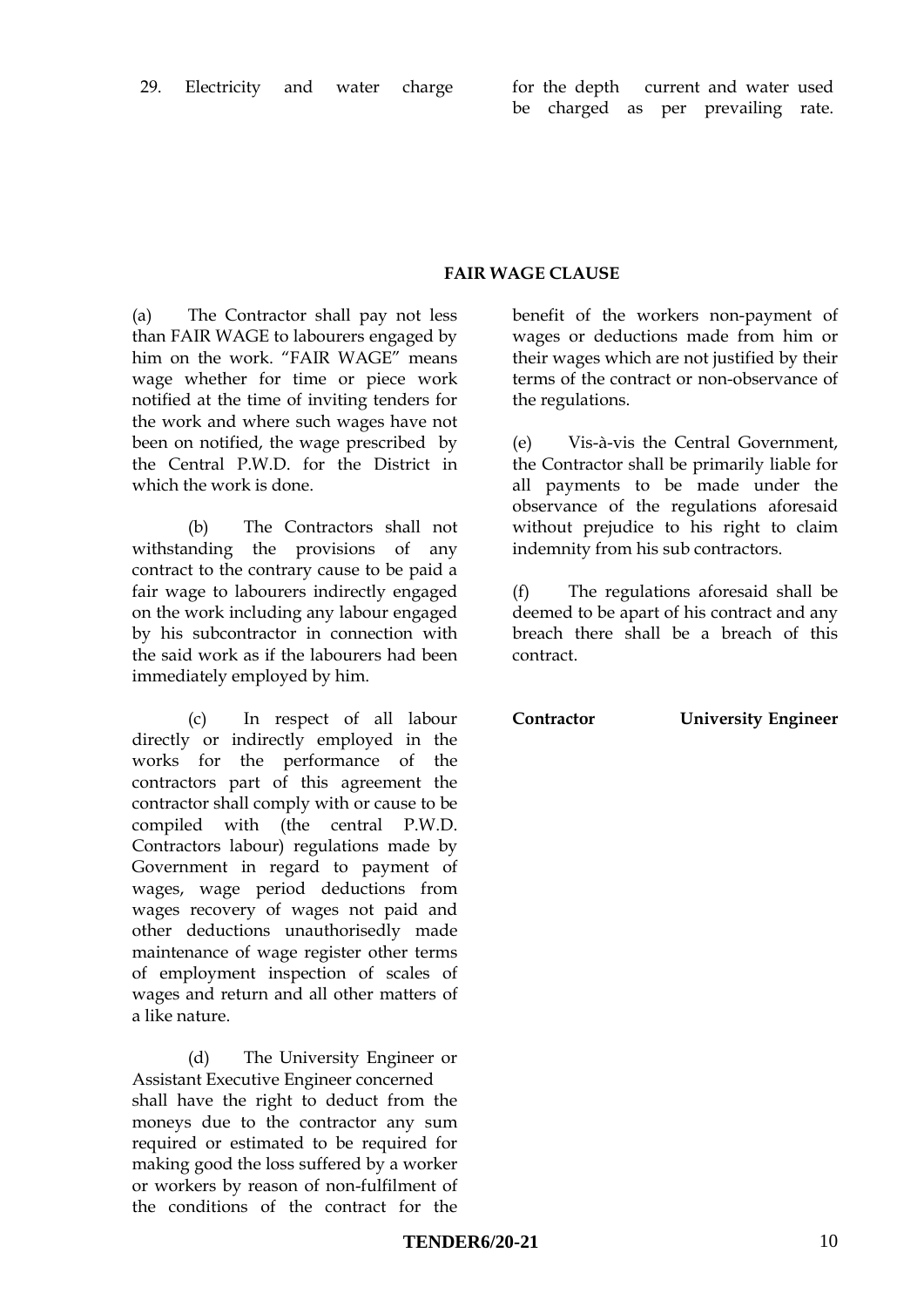29. Electricity and water charge — for the depth current and water used be charged as per prevailing rate.

## FAIR WAGE CLAUSE

(a) The Contractor shall pay not less than FAIR WAGE to labourers engaged by him on the work. "FAIR WAGE" means wage whether for time or piece work notified at the time of inviting tenders for the work and where such wages have not been on notified, the wage prescribed by the Central P.W.D. for the District in which the work is done.

(b) The Contractors shall not withstanding the provisions of any contract to the contrary cause to be paid a fair wage to labourers indirectly engaged on the work including any labour engaged by his subcontractor in connection with the said work as if the labourers had been immediately employed by him.

(c) In respect of all labour directly or indirectly employed in the works for the performance of the contractors part of this agreement the contractor shall comply with or cause to be compiled with (the central P.W.D. Contractors labour) regulations made by Government in regard to payment of wages, wage period deductions from wages recovery of wages not paid and other deductions unauthorisedly made maintenance of wage register other terms of employment inspection of scales of wages and return and all other matters of a like nature.

(d) The University Engineer or Assistant Executive Engineer concerned shall have the right to deduct from the moneys due to the contractor any sum required or estimated to be required for making good the loss suffered by a worker or workers by reason of non-fulfilment of the conditions of the contract for the benefit of the workers non-payment of wages or deductions made from him or their wages which are not justified by their terms of the contract or non-observance of the regulations.

(e) Vis-à-vis the Central Government, the Contractor shall be primarily liable for all payments to be made under the observance of the regulations aforesaid without prejudice to his right to claim indemnity from his sub contractors.

(f) The regulations aforesaid shall be deemed to be apart of his contract and any breach there shall be a breach of this contract.

**Contractor** **University Engineer**

**TENDER6/20-21**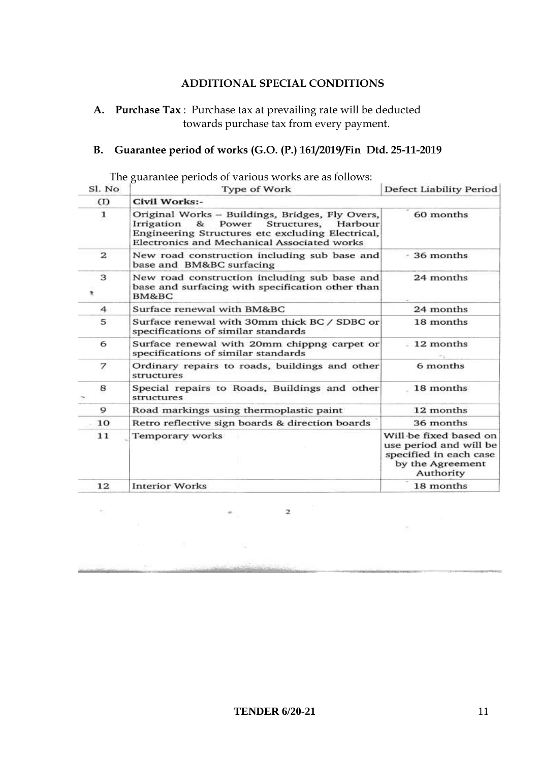## ADDITIONAL SPECIAL CONDITIONS

**A. Purchase Tax** : Purchase tax at prevailing rate will be deducted towards purchase tax from every payment.

**B. Guarantee period of works (G.O. (P.) 161/2019/Fin Dtd. 25-11-2019**

The guarantee periods of various works are as follows:

| Sl. No | Type of Work | Defect Liability Period |
|---|---|---|
| (I) | **Civil Works:-** | |
| 1 | Original Works – Buildings, Bridges, Fly Overs, Irrigation & Power Structures, Harbour Engineering Structures etc excluding Electrical, Electronics and Mechanical Associated works | 60 months |
| 2 | New road construction including sub base and base and BM&BC surfacing | 36 months |
| 3 | New road construction including sub base and base and surfacing with specification other than BM&BC | 24 months |
| 4 | Surface renewal with BM&BC | 24 months |
| 5 | Surface renewal with 30mm thick BC / SDBC or specifications of similar standards | 18 months |
| 6 | Surface renewal with 20mm chippng carpet or specifications of similar standards | 12 months |
| 7 | Ordinary repairs to roads, buildings and other structures | 6 months |
| 8 | Special repairs to Roads, Buildings and other structures | 18 months |
| 9 | Road markings using thermoplastic paint | 12 months |
| 10 | Retro reflective sign boards & direction boards | 36 months |
| 11 | Temporary works | Will be fixed based on use period and will be specified in each case by the Agreement Authority |
| 12 | Interior Works | 18 months |

2

**TENDER 6/20-21**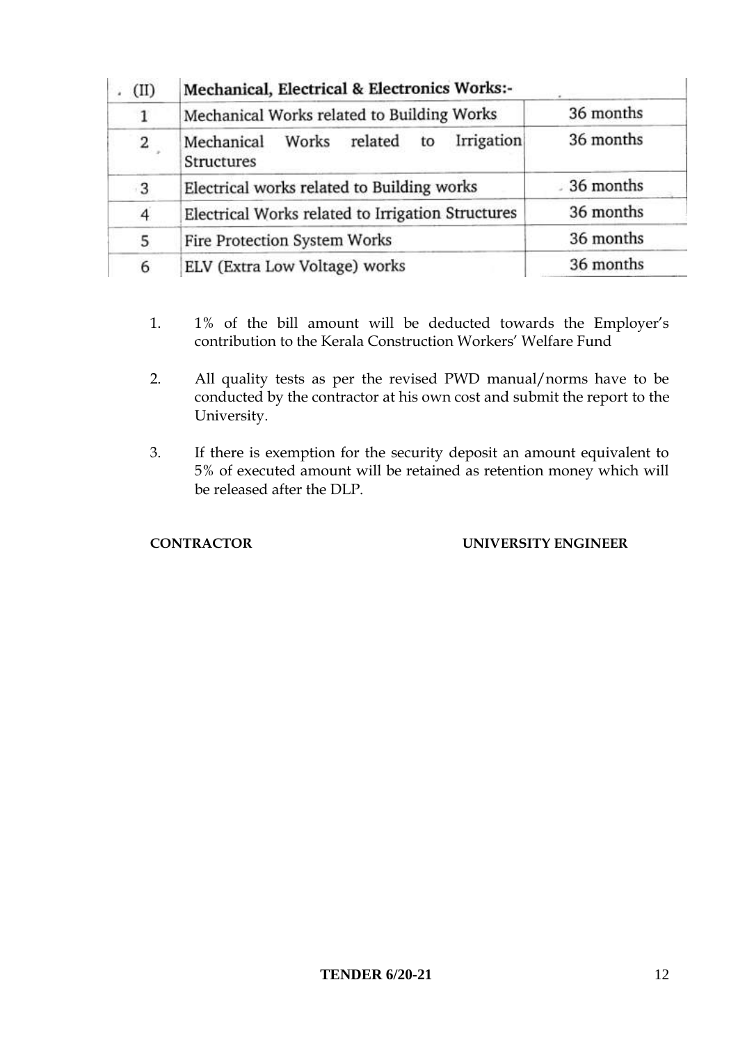| (II) | Mechanical, Electrical & Electronics Works:- | |
|---|---|---|
| 1 | Mechanical Works related to Building Works | 36 months |
| 2 | Mechanical Works related to Irrigation Structures | 36 months |
| 3 | Electrical works related to Building works | 36 months |
| 4 | Electrical Works related to Irrigation Structures | 36 months |
| 5 | Fire Protection System Works | 36 months |
| 6 | ELV (Extra Low Voltage) works | 36 months |

1. 1% of the bill amount will be deducted towards the Employer's contribution to the Kerala Construction Workers' Welfare Fund

2. All quality tests as per the revised PWD manual/norms have to be conducted by the contractor at his own cost and submit the report to the University.

3. If there is exemption for the security deposit an amount equivalent to 5% of executed amount will be retained as retention money which will be released after the DLP.

**CONTRACTOR** **UNIVERSITY ENGINEER**

**TENDER 6/20-21**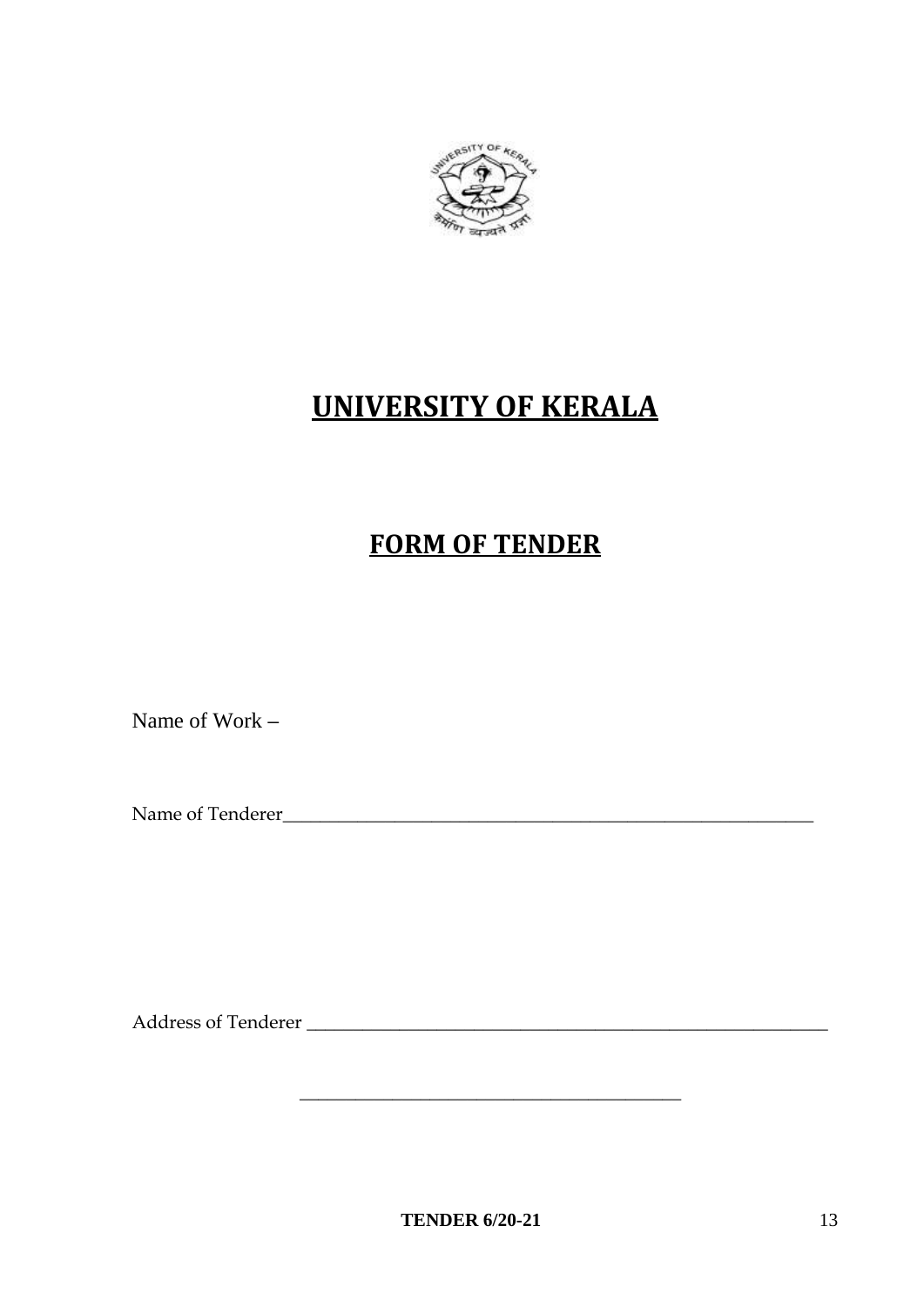# UNIVERSITY OF KERALA

## FORM OF TENDER

Name of Work –

Name of Tenderer_______________________________________________________________

Address of Tenderer _______________________________________________________________

_____________________________________________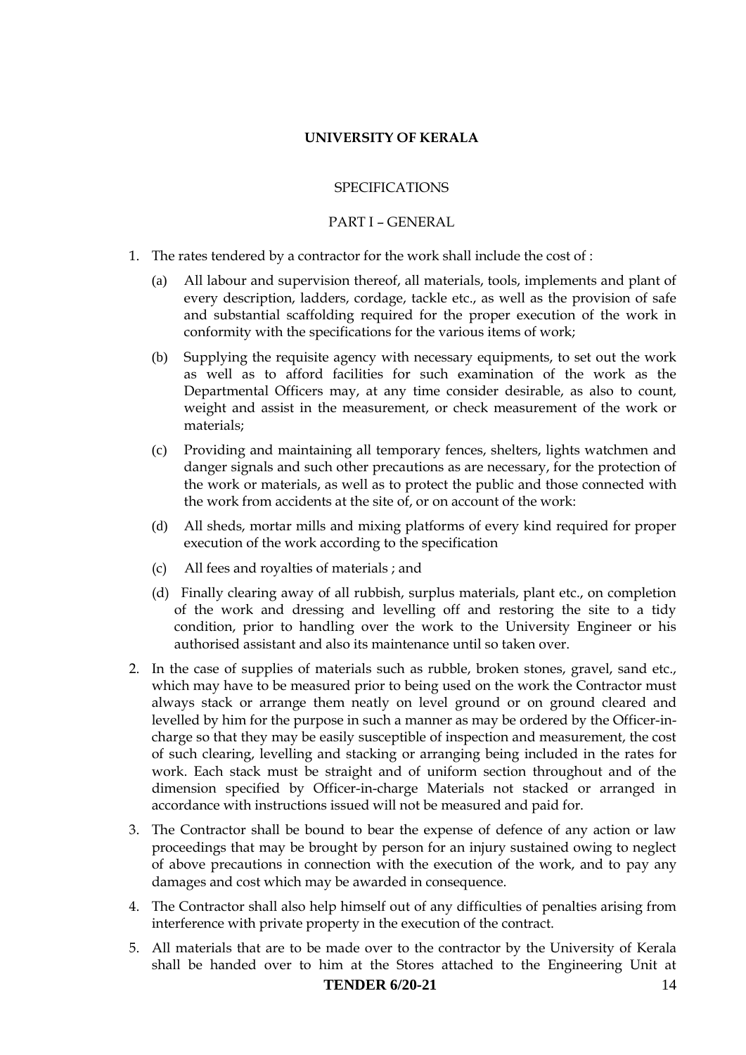**UNIVERSITY OF KERALA**

SPECIFICATIONS

PART I – GENERAL

1. The rates tendered by a contractor for the work shall include the cost of :

   (a) All labour and supervision thereof, all materials, tools, implements and plant of every description, ladders, cordage, tackle etc., as well as the provision of safe and substantial scaffolding required for the proper execution of the work in conformity with the specifications for the various items of work;

   (b) Supplying the requisite agency with necessary equipments, to set out the work as well as to afford facilities for such examination of the work as the Departmental Officers may, at any time consider desirable, as also to count, weight and assist in the measurement, or check measurement of the work or materials;

   (c) Providing and maintaining all temporary fences, shelters, lights watchmen and danger signals and such other precautions as are necessary, for the protection of the work or materials, as well as to protect the public and those connected with the work from accidents at the site of, or on account of the work:

   (d) All sheds, mortar mills and mixing platforms of every kind required for proper execution of the work according to the specification

   (c) All fees and royalties of materials ; and

   (d) Finally clearing away of all rubbish, surplus materials, plant etc., on completion of the work and dressing and levelling off and restoring the site to a tidy condition, prior to handling over the work to the University Engineer or his authorised assistant and also its maintenance until so taken over.

2. In the case of supplies of materials such as rubble, broken stones, gravel, sand etc., which may have to be measured prior to being used on the work the Contractor must always stack or arrange them neatly on level ground or on ground cleared and levelled by him for the purpose in such a manner as may be ordered by the Officer-in-charge so that they may be easily susceptible of inspection and measurement, the cost of such clearing, levelling and stacking or arranging being included in the rates for work. Each stack must be straight and of uniform section throughout and of the dimension specified by Officer-in-charge Materials not stacked or arranged in accordance with instructions issued will not be measured and paid for.

3. The Contractor shall be bound to bear the expense of defence of any action or law proceedings that may be brought by person for an injury sustained owing to neglect of above precautions in connection with the execution of the work, and to pay any damages and cost which may be awarded in consequence.

4. The Contractor shall also help himself out of any difficulties of penalties arising from interference with private property in the execution of the contract.

5. All materials that are to be made over to the contractor by the University of Kerala shall be handed over to him at the Stores attached to the Engineering Unit at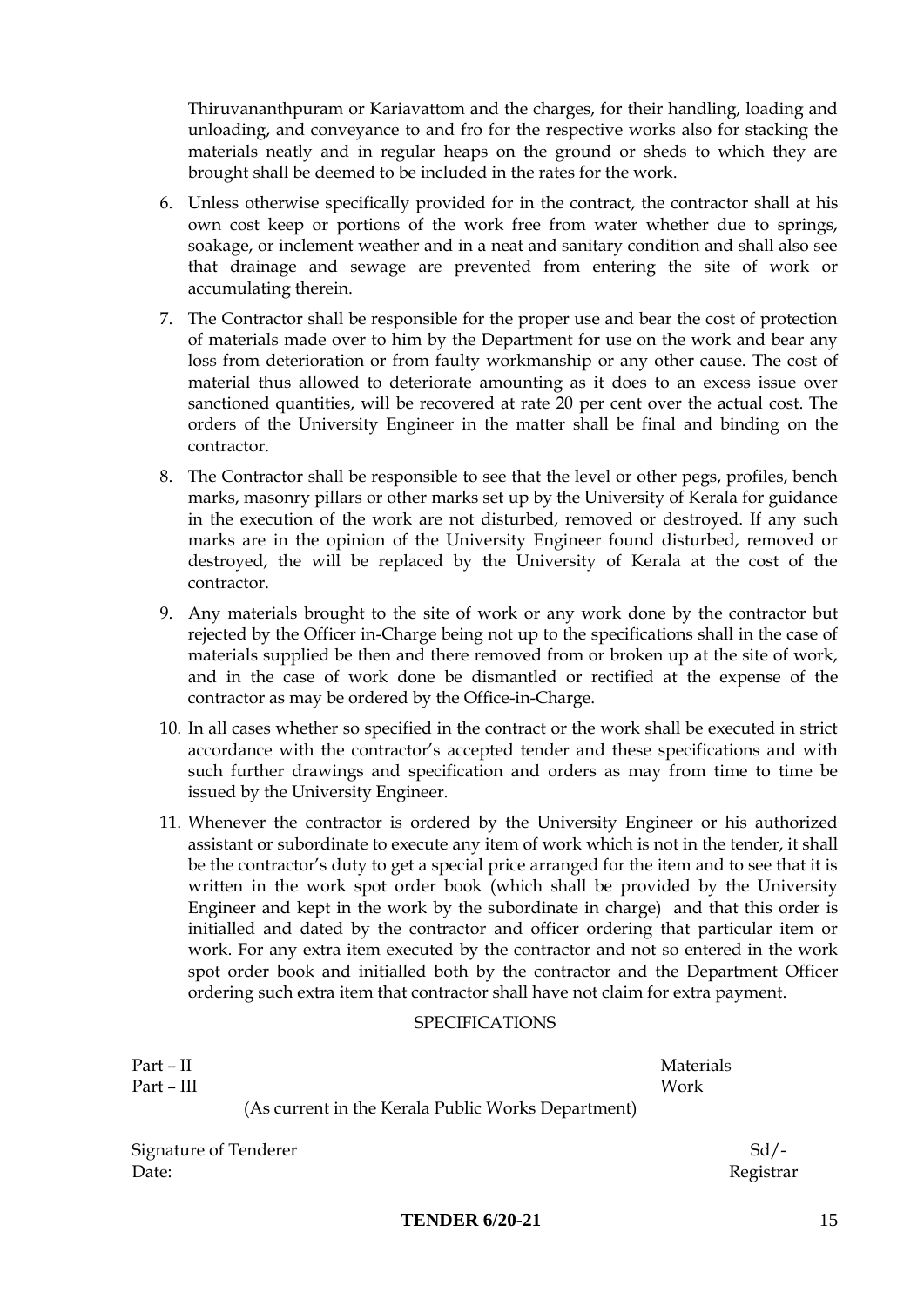Thiruvananthpuram or Kariavattom and the charges, for their handling, loading and unloading, and conveyance to and fro for the respective works also for stacking the materials neatly and in regular heaps on the ground or sheds to which they are brought shall be deemed to be included in the rates for the work.

6. Unless otherwise specifically provided for in the contract, the contractor shall at his own cost keep or portions of the work free from water whether due to springs, soakage, or inclement weather and in a neat and sanitary condition and shall also see that drainage and sewage are prevented from entering the site of work or accumulating therein.
7. The Contractor shall be responsible for the proper use and bear the cost of protection of materials made over to him by the Department for use on the work and bear any loss from deterioration or from faulty workmanship or any other cause. The cost of material thus allowed to deteriorate amounting as it does to an excess issue over sanctioned quantities, will be recovered at rate 20 per cent over the actual cost. The orders of the University Engineer in the matter shall be final and binding on the contractor.
8. The Contractor shall be responsible to see that the level or other pegs, profiles, bench marks, masonry pillars or other marks set up by the University of Kerala for guidance in the execution of the work are not disturbed, removed or destroyed. If any such marks are in the opinion of the University Engineer found disturbed, removed or destroyed, the will be replaced by the University of Kerala at the cost of the contractor.
9. Any materials brought to the site of work or any work done by the contractor but rejected by the Officer in-Charge being not up to the specifications shall in the case of materials supplied be then and there removed from or broken up at the site of work, and in the case of work done be dismantled or rectified at the expense of the contractor as may be ordered by the Office-in-Charge.
10. In all cases whether so specified in the contract or the work shall be executed in strict accordance with the contractor's accepted tender and these specifications and with such further drawings and specification and orders as may from time to time be issued by the University Engineer.
11. Whenever the contractor is ordered by the University Engineer or his authorized assistant or subordinate to execute any item of work which is not in the tender, it shall be the contractor's duty to get a special price arranged for the item and to see that it is written in the work spot order book (which shall be provided by the University Engineer and kept in the work by the subordinate in charge) and that this order is initialled and dated by the contractor and officer ordering that particular item or work. For any extra item executed by the contractor and not so entered in the work spot order book and initialled both by the contractor and the Department Officer ordering such extra item that contractor shall have not claim for extra payment.

SPECIFICATIONS

Part – II Materials
Part – III Work

(As current in the Kerala Public Works Department)

Signature of Tenderer Sd/-
Date: Registrar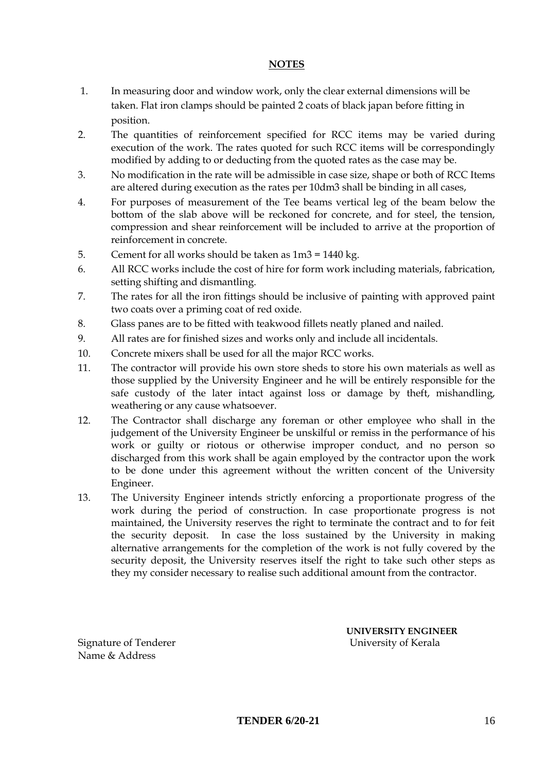## NOTES

1. In measuring door and window work, only the clear external dimensions will be taken. Flat iron clamps should be painted 2 coats of black japan before fitting in position.
2. The quantities of reinforcement specified for RCC items may be varied during execution of the work. The rates quoted for such RCC items will be correspondingly modified by adding to or deducting from the quoted rates as the case may be.
3. No modification in the rate will be admissible in case size, shape or both of RCC Items are altered during execution as the rates per 10dm3 shall be binding in all cases,
4. For purposes of measurement of the Tee beams vertical leg of the beam below the bottom of the slab above will be reckoned for concrete, and for steel, the tension, compression and shear reinforcement will be included to arrive at the proportion of reinforcement in concrete.
5. Cement for all works should be taken as 1m3 = 1440 kg.
6. All RCC works include the cost of hire for form work including materials, fabrication, setting shifting and dismantling.
7. The rates for all the iron fittings should be inclusive of painting with approved paint two coats over a priming coat of red oxide.
8. Glass panes are to be fitted with teakwood fillets neatly planed and nailed.
9. All rates are for finished sizes and works only and include all incidentals.
10. Concrete mixers shall be used for all the major RCC works.
11. The contractor will provide his own store sheds to store his own materials as well as those supplied by the University Engineer and he will be entirely responsible for the safe custody of the later intact against loss or damage by theft, mishandling, weathering or any cause whatsoever.
12. The Contractor shall discharge any foreman or other employee who shall in the judgement of the University Engineer be unskilful or remiss in the performance of his work or guilty or riotous or otherwise improper conduct, and no person so discharged from this work shall be again employed by the contractor upon the work to be done under this agreement without the written concent of the University Engineer.
13. The University Engineer intends strictly enforcing a proportionate progress of the work during the period of construction. In case proportionate progress is not maintained, the University reserves the right to terminate the contract and to for feit the security deposit. In case the loss sustained by the University in making alternative arrangements for the completion of the work is not fully covered by the security deposit, the University reserves itself the right to take such other steps as they my consider necessary to realise such additional amount from the contractor.

Signature of Tenderer
Name & Address

**UNIVERSITY ENGINEER**
University of Kerala

**TENDER 6/20-21**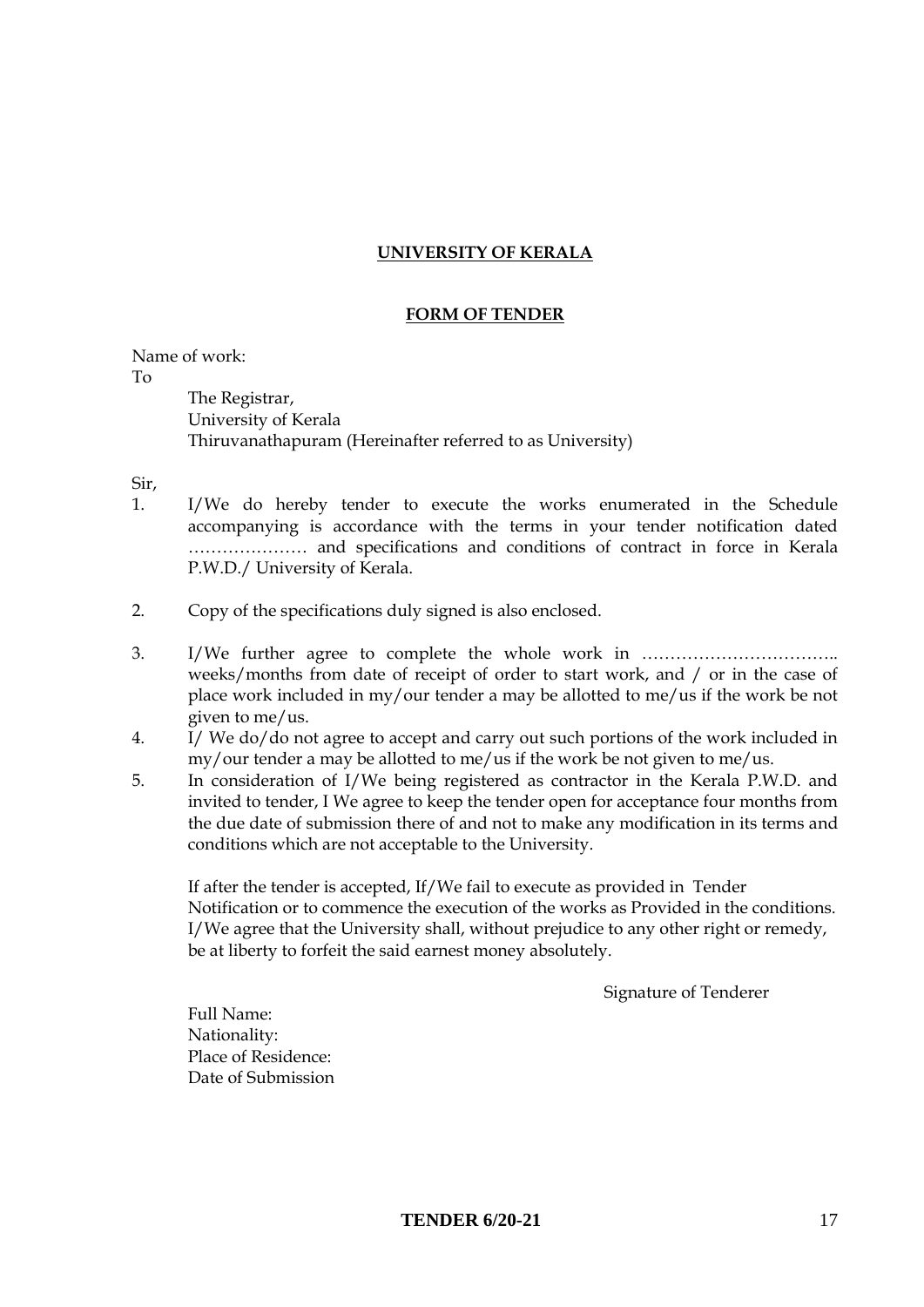**UNIVERSITY OF KERALA**

**FORM OF TENDER**

Name of work:

To

The Registrar,
University of Kerala
Thiruvanathapuram (Hereinafter referred to as University)

Sir,

1. I/We do hereby tender to execute the works enumerated in the Schedule accompanying is accordance with the terms in your tender notification dated ………………… and specifications and conditions of contract in force in Kerala P.W.D./ University of Kerala.

2. Copy of the specifications duly signed is also enclosed.

3. I/We further agree to complete the whole work in …………………………….. weeks/months from date of receipt of order to start work, and / or in the case of place work included in my/our tender a may be allotted to me/us if the work be not given to me/us.
4. I/ We do/do not agree to accept and carry out such portions of the work included in my/our tender a may be allotted to me/us if the work be not given to me/us.
5. In consideration of I/We being registered as contractor in the Kerala P.W.D. and invited to tender, I We agree to keep the tender open for acceptance four months from the due date of submission there of and not to make any modification in its terms and conditions which are not acceptable to the University.

   If after the tender is accepted, If/We fail to execute as provided in Tender Notification or to commence the execution of the works as Provided in the conditions. I/We agree that the University shall, without prejudice to any other right or remedy, be at liberty to forfeit the said earnest money absolutely.

Signature of Tenderer

Full Name:
Nationality:
Place of Residence:
Date of Submission

**TENDER 6/20-21**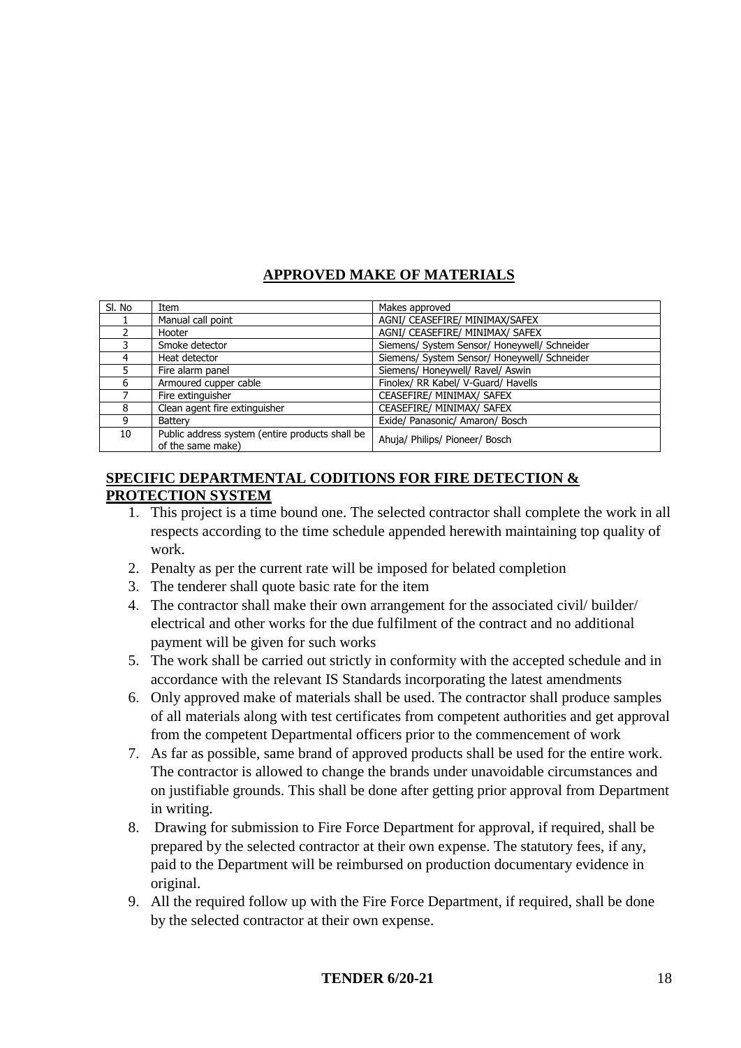## APPROVED MAKE OF MATERIALS

| Sl. No | Item | Makes approved |
|---|---|---|
| 1 | Manual call point | AGNI/ CEASEFIRE/ MINIMAX/SAFEX |
| 2 | Hooter | AGNI/ CEASEFIRE/ MINIMAX/ SAFEX |
| 3 | Smoke detector | Siemens/ System Sensor/ Honeywell/ Schneider |
| 4 | Heat detector | Siemens/ System Sensor/ Honeywell/ Schneider |
| 5 | Fire alarm panel | Siemens/ Honeywell/ Ravel/ Aswin |
| 6 | Armoured cupper cable | Finolex/ RR Kabel/ V-Guard/ Havells |
| 7 | Fire extinguisher | CEASEFIRE/ MINIMAX/ SAFEX |
| 8 | Clean agent fire extinguisher | CEASEFIRE/ MINIMAX/ SAFEX |
| 9 | Battery | Exide/ Panasonic/ Amaron/ Bosch |
| 10 | Public address system (entire products shall be of the same make) | Ahuja/ Philips/ Pioneer/ Bosch |

## SPECIFIC DEPARTMENTAL CODITIONS FOR FIRE DETECTION & PROTECTION SYSTEM

1. This project is a time bound one. The selected contractor shall complete the work in all respects according to the time schedule appended herewith maintaining top quality of work.
2. Penalty as per the current rate will be imposed for belated completion
3. The tenderer shall quote basic rate for the item
4. The contractor shall make their own arrangement for the associated civil/ builder/ electrical and other works for the due fulfilment of the contract and no additional payment will be given for such works
5. The work shall be carried out strictly in conformity with the accepted schedule and in accordance with the relevant IS Standards incorporating the latest amendments
6. Only approved make of materials shall be used. The contractor shall produce samples of all materials along with test certificates from competent authorities and get approval from the competent Departmental officers prior to the commencement of work
7. As far as possible, same brand of approved products shall be used for the entire work. The contractor is allowed to change the brands under unavoidable circumstances and on justifiable grounds. This shall be done after getting prior approval from Department in writing.
8. Drawing for submission to Fire Force Department for approval, if required, shall be prepared by the selected contractor at their own expense. The statutory fees, if any, paid to the Department will be reimbursed on production documentary evidence in original.
9. All the required follow up with the Fire Force Department, if required, shall be done by the selected contractor at their own expense.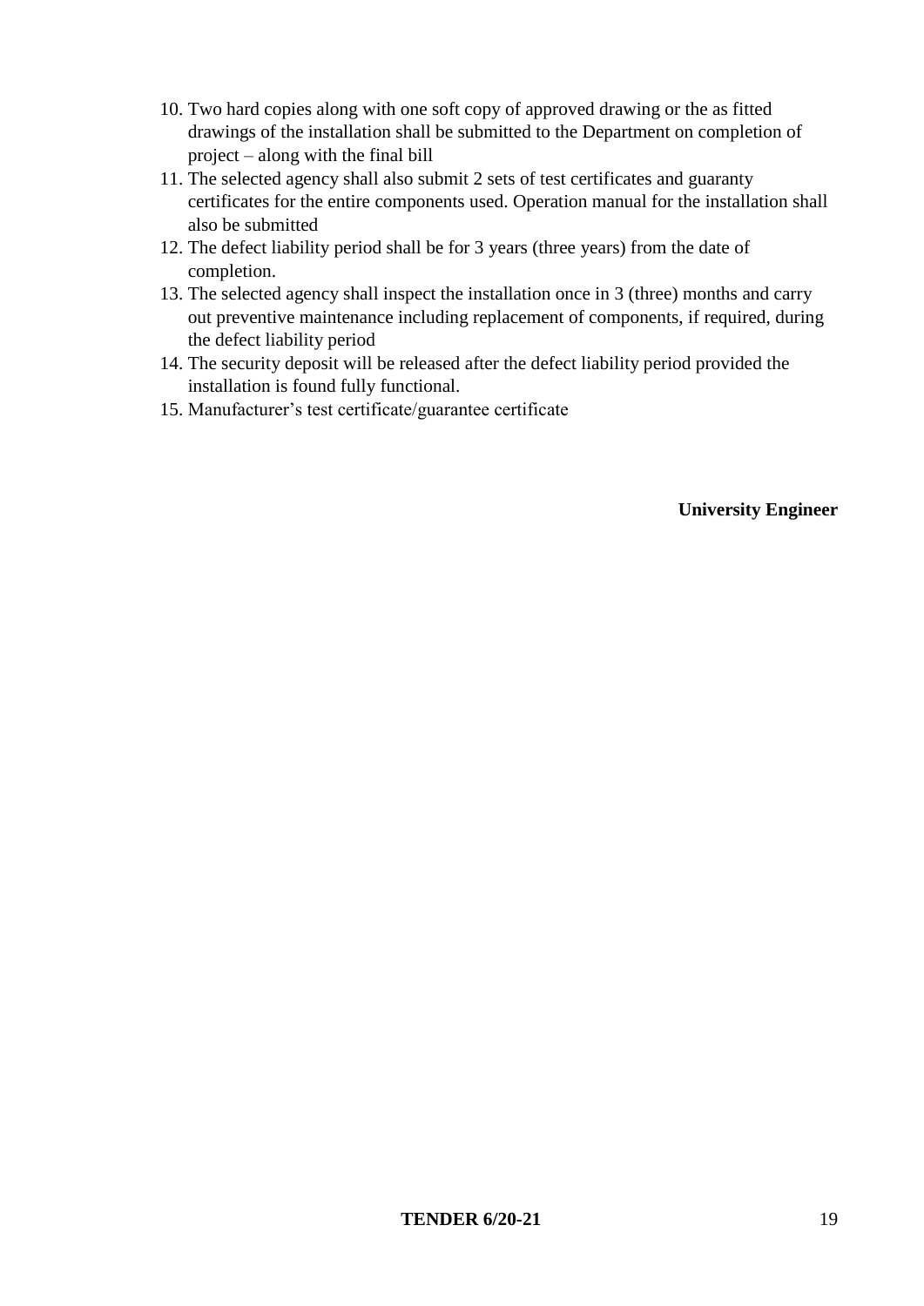10. Two hard copies along with one soft copy of approved drawing or the as fitted drawings of the installation shall be submitted to the Department on completion of project – along with the final bill
11. The selected agency shall also submit 2 sets of test certificates and guaranty certificates for the entire components used. Operation manual for the installation shall also be submitted
12. The defect liability period shall be for 3 years (three years) from the date of completion.
13. The selected agency shall inspect the installation once in 3 (three) months and carry out preventive maintenance including replacement of components, if required, during the defect liability period
14. The security deposit will be released after the defect liability period provided the installation is found fully functional.
15. Manufacturer's test certificate/guarantee certificate

**University Engineer**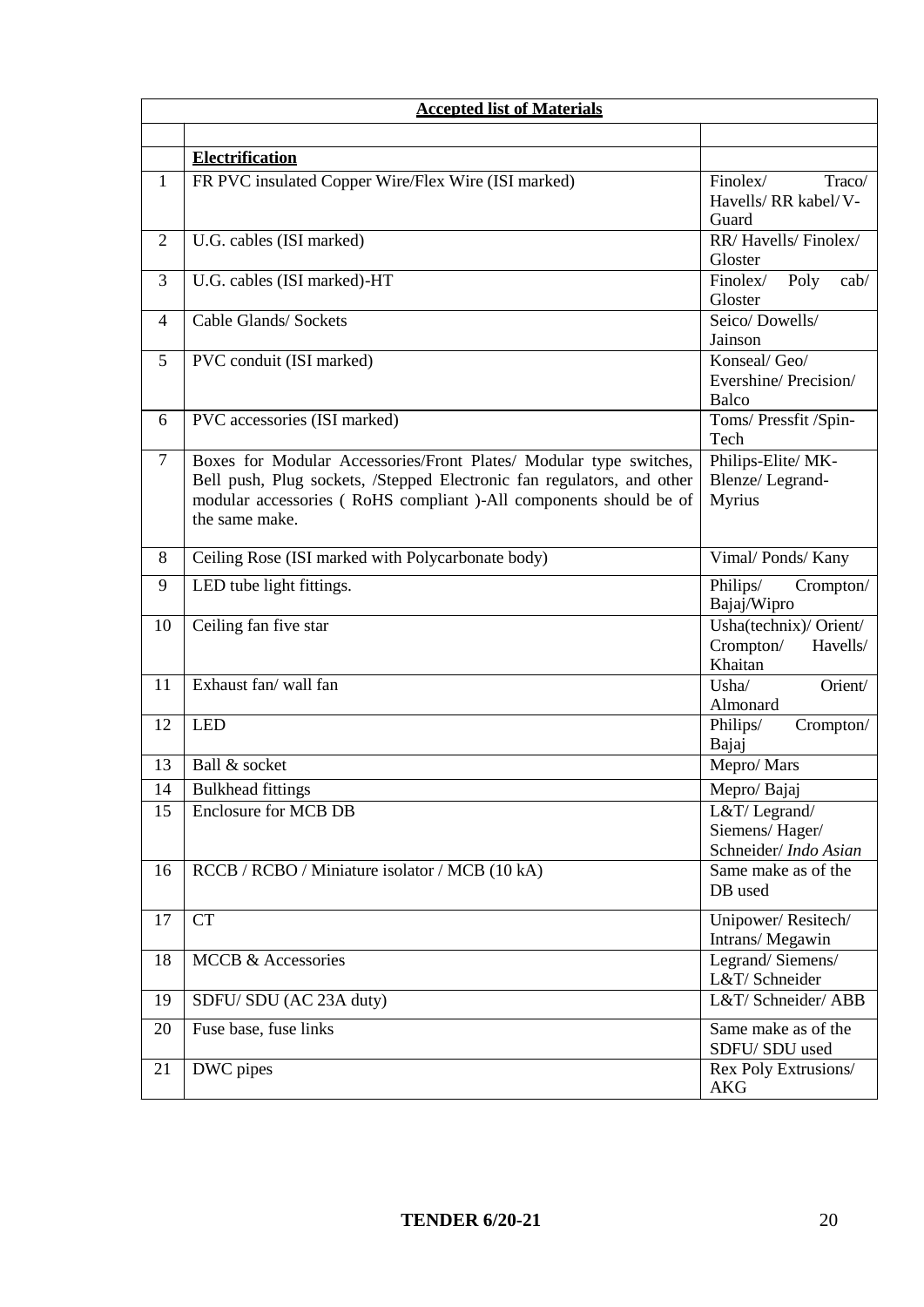| **Accepted list of Materials** | | |
|---|---|---|
| | | |
| | **Electrification** | |
| 1 | FR PVC insulated Copper Wire/Flex Wire (ISI marked) | Finolex/ Traco/ Havells/ RR kabel/ V-Guard |
| 2 | U.G. cables (ISI marked) | RR/ Havells/ Finolex/ Gloster |
| 3 | U.G. cables (ISI marked)-HT | Finolex/ Poly cab/ Gloster |
| 4 | Cable Glands/ Sockets | Seico/ Dowells/ Jainson |
| 5 | PVC conduit (ISI marked) | Konseal/ Geo/ Evershine/ Precision/ Balco |
| 6 | PVC accessories (ISI marked) | Toms/ Pressfit /Spin-Tech |
| 7 | Boxes for Modular Accessories/Front Plates/ Modular type switches, Bell push, Plug sockets, /Stepped Electronic fan regulators, and other modular accessories ( RoHS compliant )-All components should be of the same make. | Philips-Elite/ MK-Blenze/ Legrand-Myrius |
| 8 | Ceiling Rose (ISI marked with Polycarbonate body) | Vimal/ Ponds/ Kany |
| 9 | LED tube light fittings. | Philips/ Crompton/ Bajaj/Wipro |
| 10 | Ceiling fan five star | Usha(technix)/ Orient/ Crompton/ Havells/ Khaitan |
| 11 | Exhaust fan/ wall fan | Usha/ Orient/ Almonard |
| 12 | LED | Philips/ Crompton/ Bajaj |
| 13 | Ball & socket | Mepro/ Mars |
| 14 | Bulkhead fittings | Mepro/ Bajaj |
| 15 | Enclosure for MCB DB | L&T/ Legrand/ Siemens/ Hager/ Schneider/ *Indo Asian* |
| 16 | RCCB / RCBO / Miniature isolator / MCB (10 kA) | Same make as of the DB used |
| 17 | CT | Unipower/ Resitech/ Intrans/ Megawin |
| 18 | MCCB & Accessories | Legrand/ Siemens/ L&T/ Schneider |
| 19 | SDFU/ SDU (AC 23A duty) | L&T/ Schneider/ ABB |
| 20 | Fuse base, fuse links | Same make as of the SDFU/ SDU used |
| 21 | DWC pipes | Rex Poly Extrusions/ AKG |

**TENDER 6/20-21**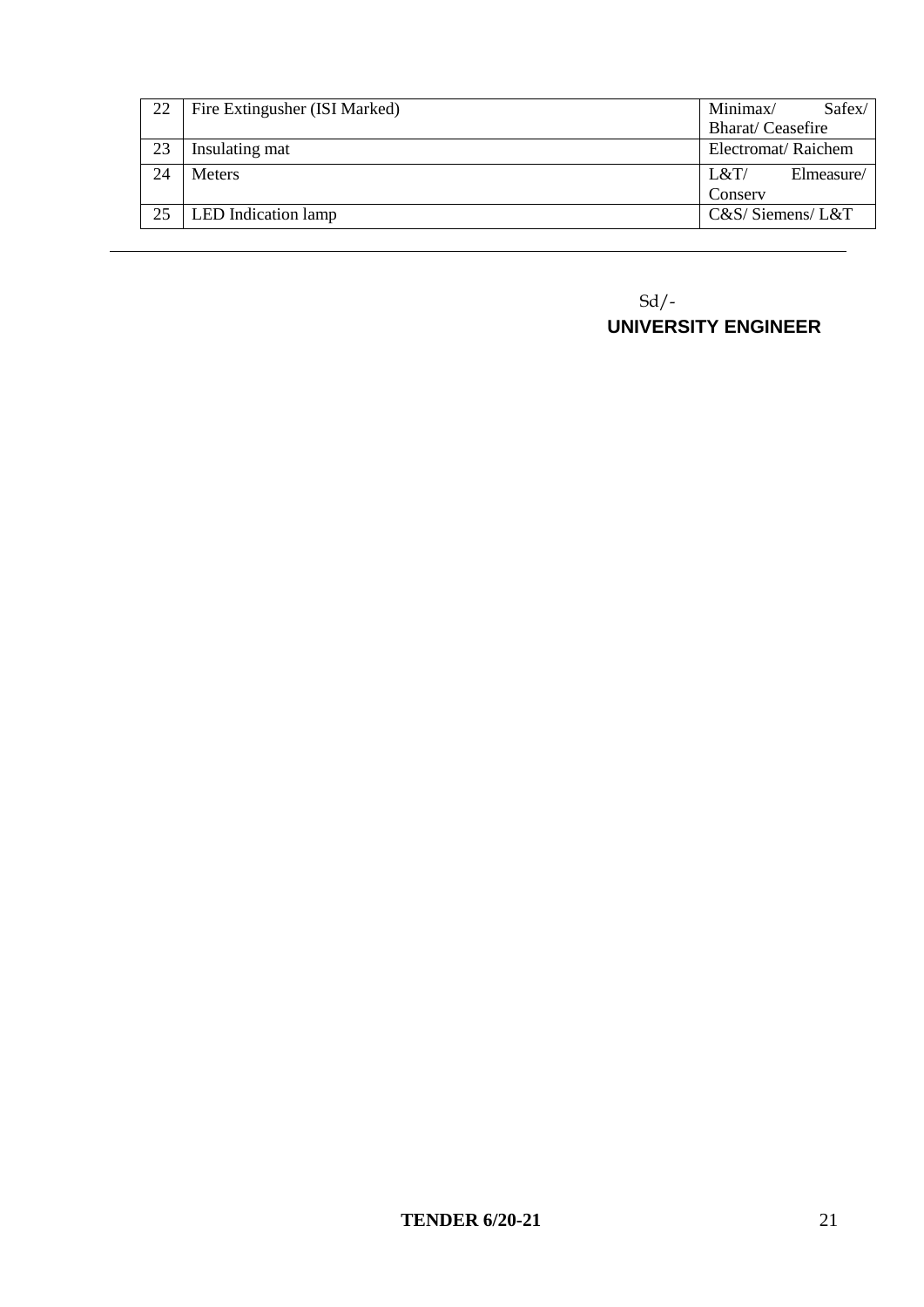| 22 | Fire Extingusher (ISI Marked) | Minimax/ Safex/ Bharat/ Ceasefire |
|---|---|---|
| 23 | Insulating mat | Electromat/ Raichem |
| 24 | Meters | L&T/ Elmeasure/ Conserv |
| 25 | LED Indication lamp | C&S/ Siemens/ L&T |

---

Sd/-

**UNIVERSITY ENGINEER**

**TENDER 6/20-21**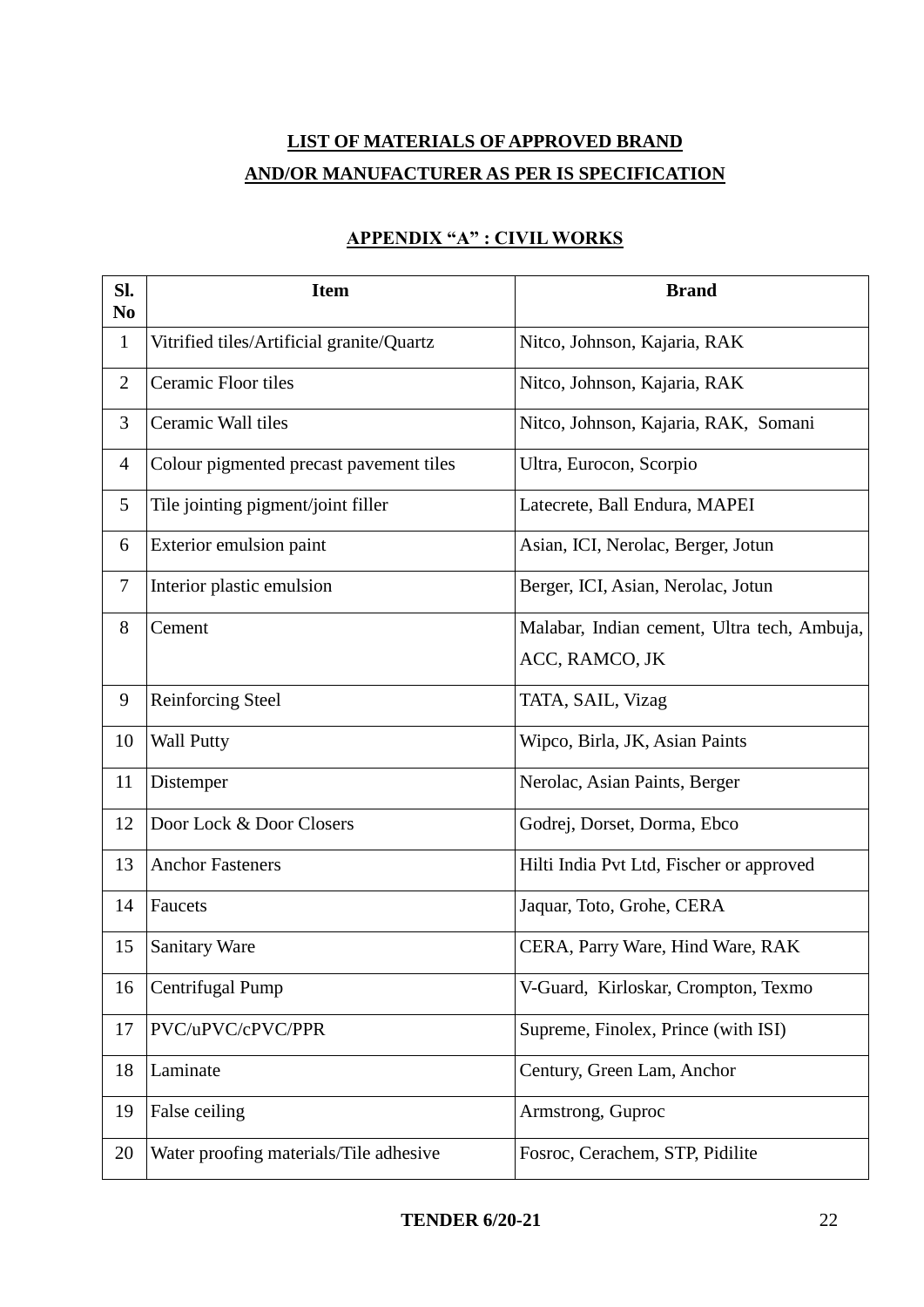## LIST OF MATERIALS OF APPROVED BRAND AND/OR MANUFACTURER AS PER IS SPECIFICATION

### APPENDIX "A" : CIVIL WORKS

| Sl. No | Item | Brand |
|---|---|---|
| 1 | Vitrified tiles/Artificial granite/Quartz | Nitco, Johnson, Kajaria, RAK |
| 2 | Ceramic Floor tiles | Nitco, Johnson, Kajaria, RAK |
| 3 | Ceramic Wall tiles | Nitco, Johnson, Kajaria, RAK, Somani |
| 4 | Colour pigmented precast pavement tiles | Ultra, Eurocon, Scorpio |
| 5 | Tile jointing pigment/joint filler | Latecrete, Ball Endura, MAPEI |
| 6 | Exterior emulsion paint | Asian, ICI, Nerolac, Berger, Jotun |
| 7 | Interior plastic emulsion | Berger, ICI, Asian, Nerolac, Jotun |
| 8 | Cement | Malabar, Indian cement, Ultra tech, Ambuja, ACC, RAMCO, JK |
| 9 | Reinforcing Steel | TATA, SAIL, Vizag |
| 10 | Wall Putty | Wipco, Birla, JK, Asian Paints |
| 11 | Distemper | Nerolac, Asian Paints, Berger |
| 12 | Door Lock & Door Closers | Godrej, Dorset, Dorma, Ebco |
| 13 | Anchor Fasteners | Hilti India Pvt Ltd, Fischer or approved |
| 14 | Faucets | Jaquar, Toto, Grohe, CERA |
| 15 | Sanitary Ware | CERA, Parry Ware, Hind Ware, RAK |
| 16 | Centrifugal Pump | V-Guard, Kirloskar, Crompton, Texmo |
| 17 | PVC/uPVC/cPVC/PPR | Supreme, Finolex, Prince (with ISI) |
| 18 | Laminate | Century, Green Lam, Anchor |
| 19 | False ceiling | Armstrong, Guproc |
| 20 | Water proofing materials/Tile adhesive | Fosroc, Cerachem, STP, Pidilite |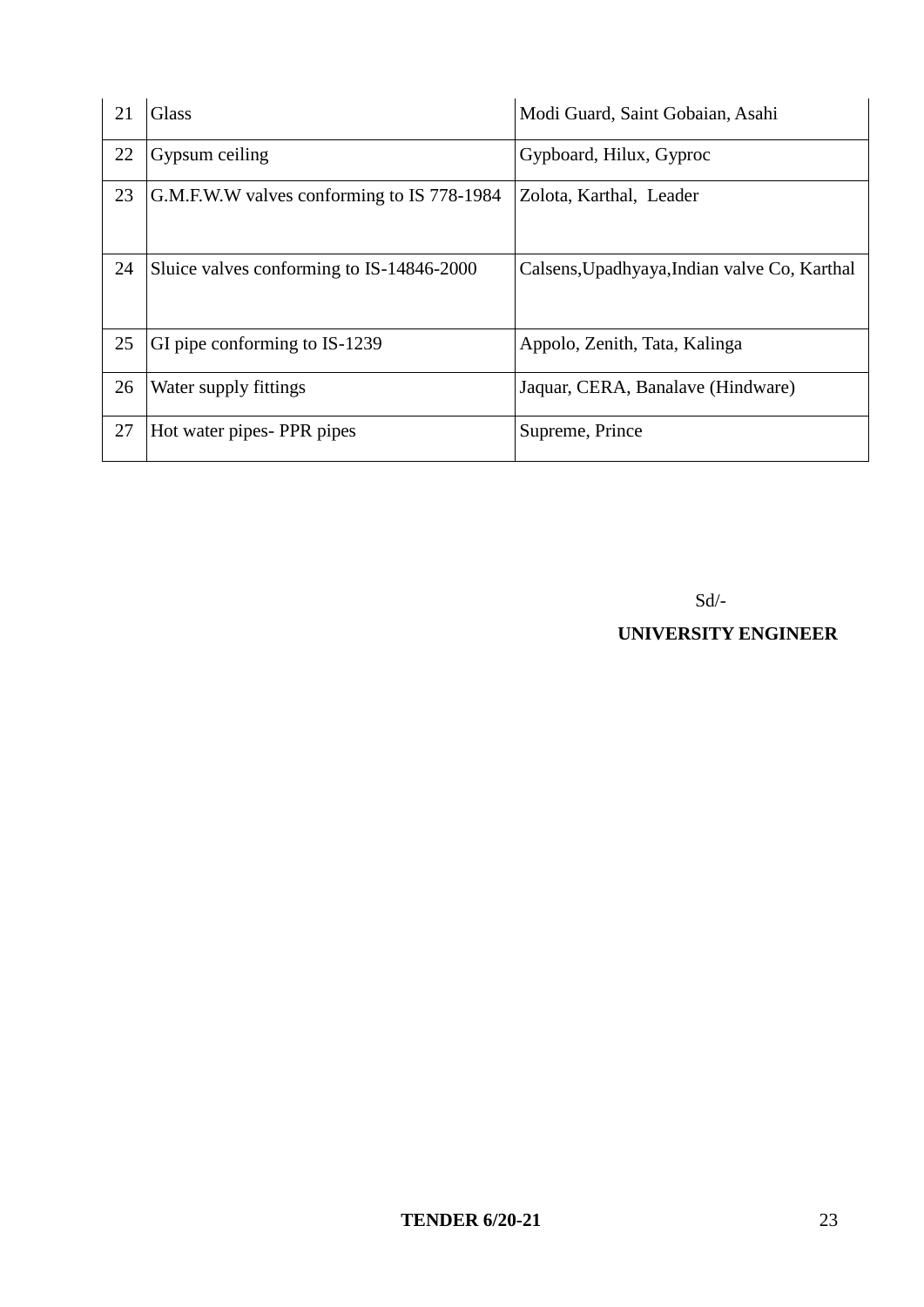| | | |
|---|---|---|
| 21 | Glass | Modi Guard, Saint Gobaian, Asahi |
| 22 | Gypsum ceiling | Gypboard, Hilux, Gyproc |
| 23 | G.M.F.W.W valves conforming to IS 778-1984 | Zolota, Karthal, Leader |
| 24 | Sluice valves conforming to IS-14846-2000 | Calsens,Upadhyaya,Indian valve Co, Karthal |
| 25 | GI pipe conforming to IS-1239 | Appolo, Zenith, Tata, Kalinga |
| 26 | Water supply fittings | Jaquar, CERA, Banalave (Hindware) |
| 27 | Hot water pipes- PPR pipes | Supreme, Prince |

Sd/-

**UNIVERSITY ENGINEER**

**TENDER 6/20-21**